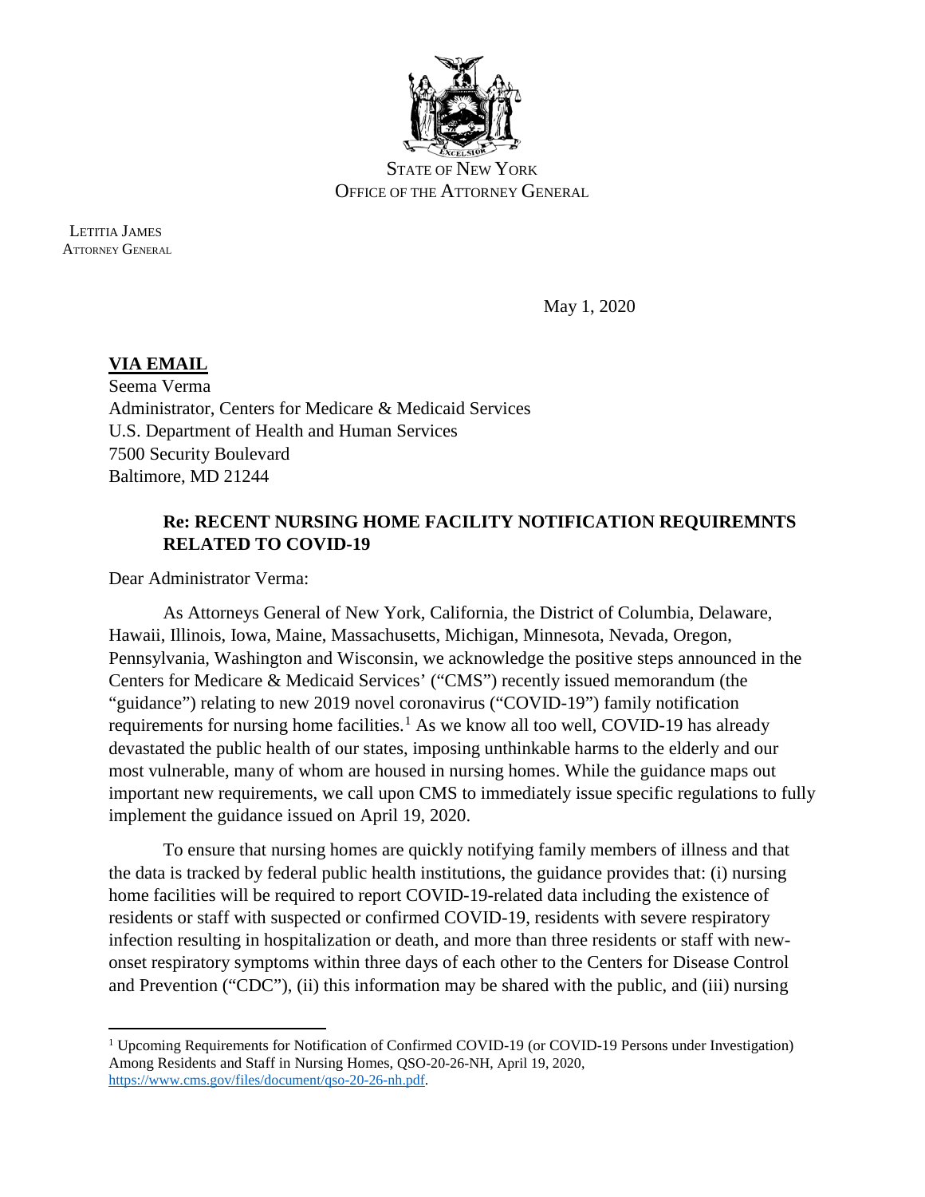STATE OF NEW YORK
OFFICE OF THE ATTORNEY GENERAL

LETITIA JAMES
ATTORNEY GENERAL

May 1, 2020

**VIA EMAIL**
Seema Verma
Administrator, Centers for Medicare & Medicaid Services
U.S. Department of Health and Human Services
7500 Security Boulevard
Baltimore, MD 21244

**Re: RECENT NURSING HOME FACILITY NOTIFICATION REQUIREMNTS RELATED TO COVID-19**

Dear Administrator Verma:

As Attorneys General of New York, California, the District of Columbia, Delaware, Hawaii, Illinois, Iowa, Maine, Massachusetts, Michigan, Minnesota, Nevada, Oregon, Pennsylvania, Washington and Wisconsin, we acknowledge the positive steps announced in the Centers for Medicare & Medicaid Services' ("CMS") recently issued memorandum (the "guidance") relating to new 2019 novel coronavirus ("COVID-19") family notification requirements for nursing home facilities.[1] As we know all too well, COVID-19 has already devastated the public health of our states, imposing unthinkable harms to the elderly and our most vulnerable, many of whom are housed in nursing homes. While the guidance maps out important new requirements, we call upon CMS to immediately issue specific regulations to fully implement the guidance issued on April 19, 2020.

To ensure that nursing homes are quickly notifying family members of illness and that the data is tracked by federal public health institutions, the guidance provides that: (i) nursing home facilities will be required to report COVID-19-related data including the existence of residents or staff with suspected or confirmed COVID-19, residents with severe respiratory infection resulting in hospitalization or death, and more than three residents or staff with new-onset respiratory symptoms within three days of each other to the Centers for Disease Control and Prevention ("CDC"), (ii) this information may be shared with the public, and (iii) nursing

[1] Upcoming Requirements for Notification of Confirmed COVID-19 (or COVID-19 Persons under Investigation) Among Residents and Staff in Nursing Homes, QSO-20-26-NH, April 19, 2020, https://www.cms.gov/files/document/qso-20-26-nh.pdf.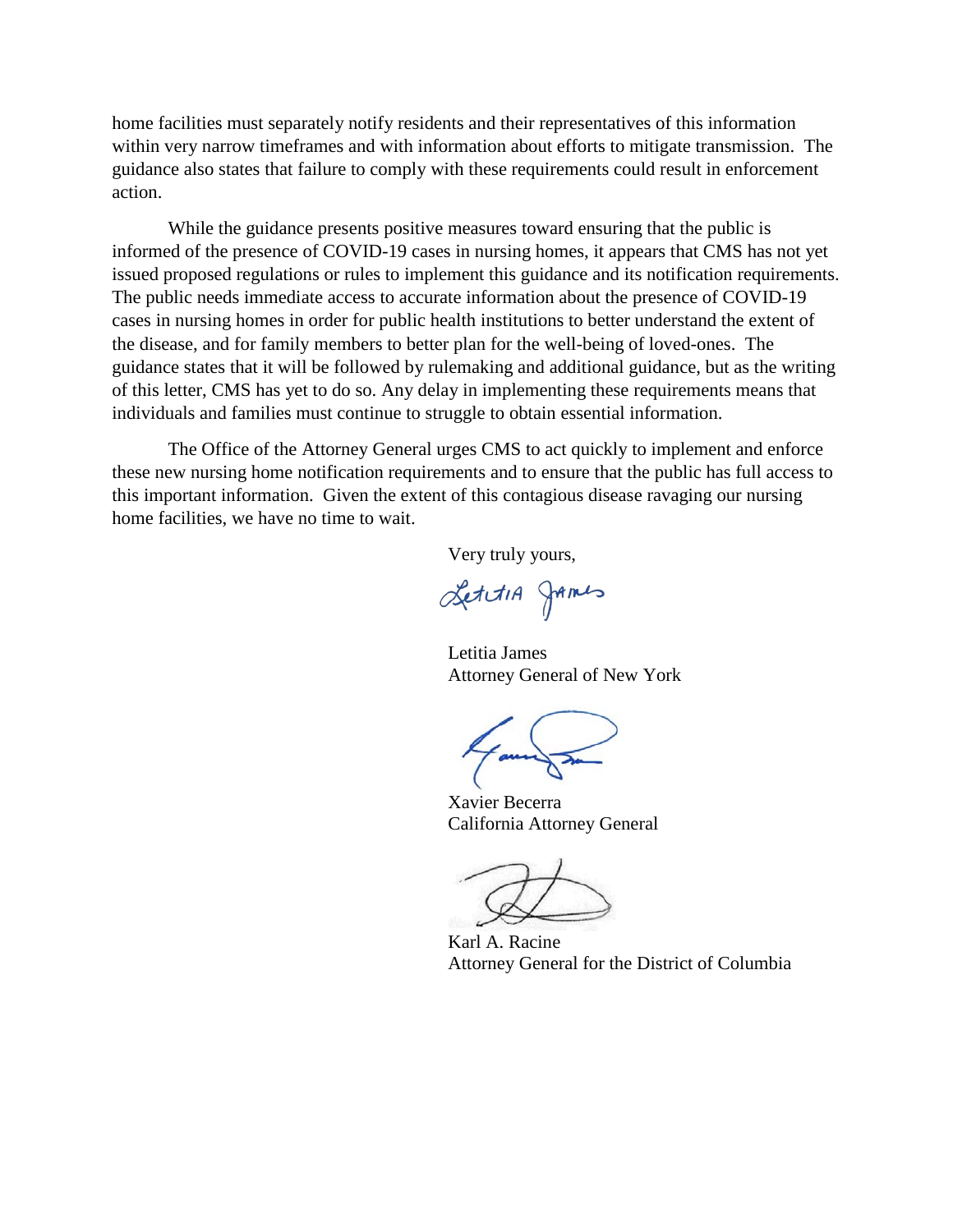home facilities must separately notify residents and their representatives of this information within very narrow timeframes and with information about efforts to mitigate transmission. The guidance also states that failure to comply with these requirements could result in enforcement action.

While the guidance presents positive measures toward ensuring that the public is informed of the presence of COVID-19 cases in nursing homes, it appears that CMS has not yet issued proposed regulations or rules to implement this guidance and its notification requirements. The public needs immediate access to accurate information about the presence of COVID-19 cases in nursing homes in order for public health institutions to better understand the extent of the disease, and for family members to better plan for the well-being of loved-ones. The guidance states that it will be followed by rulemaking and additional guidance, but as the writing of this letter, CMS has yet to do so. Any delay in implementing these requirements means that individuals and families must continue to struggle to obtain essential information.

The Office of the Attorney General urges CMS to act quickly to implement and enforce these new nursing home notification requirements and to ensure that the public has full access to this important information. Given the extent of this contagious disease ravaging our nursing home facilities, we have no time to wait.

Very truly yours,

Letitia James
Attorney General of New York

Xavier Becerra
California Attorney General

Karl A. Racine
Attorney General for the District of Columbia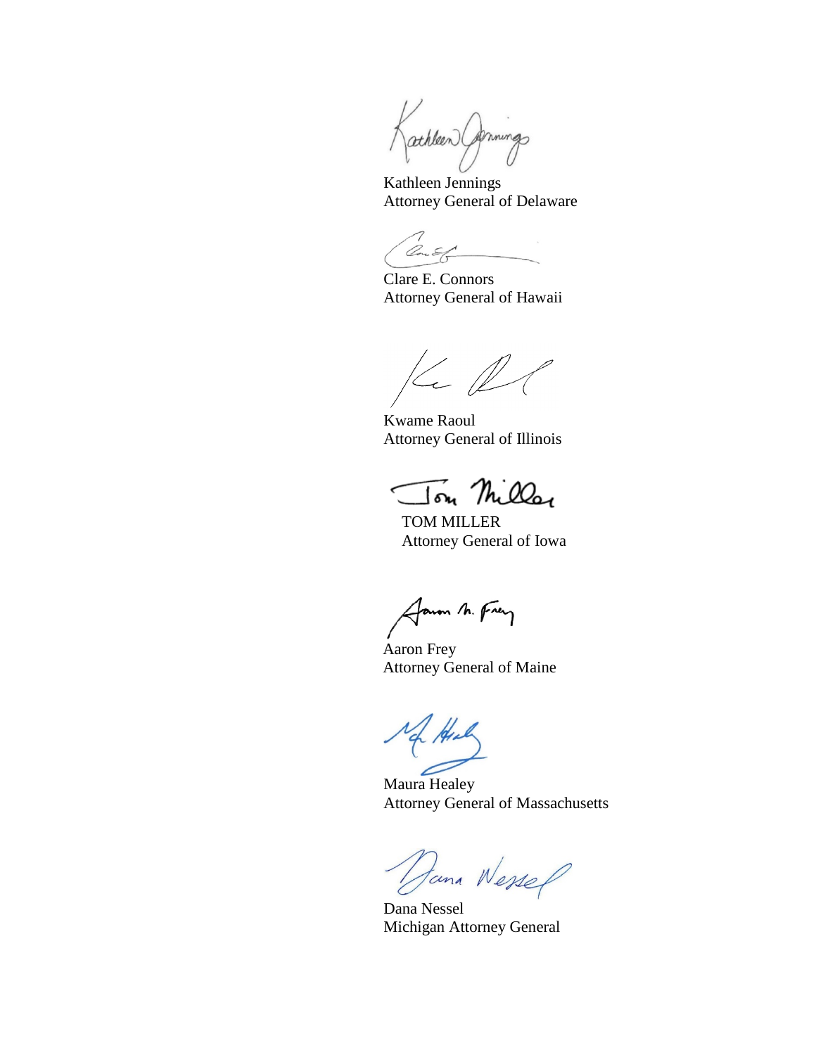Kathleen Jennings
Attorney General of Delaware

Clare E. Connors
Attorney General of Hawaii

Kwame Raoul
Attorney General of Illinois

TOM MILLER
Attorney General of Iowa

Aaron Frey
Attorney General of Maine

Maura Healey
Attorney General of Massachusetts

Dana Nessel
Michigan Attorney General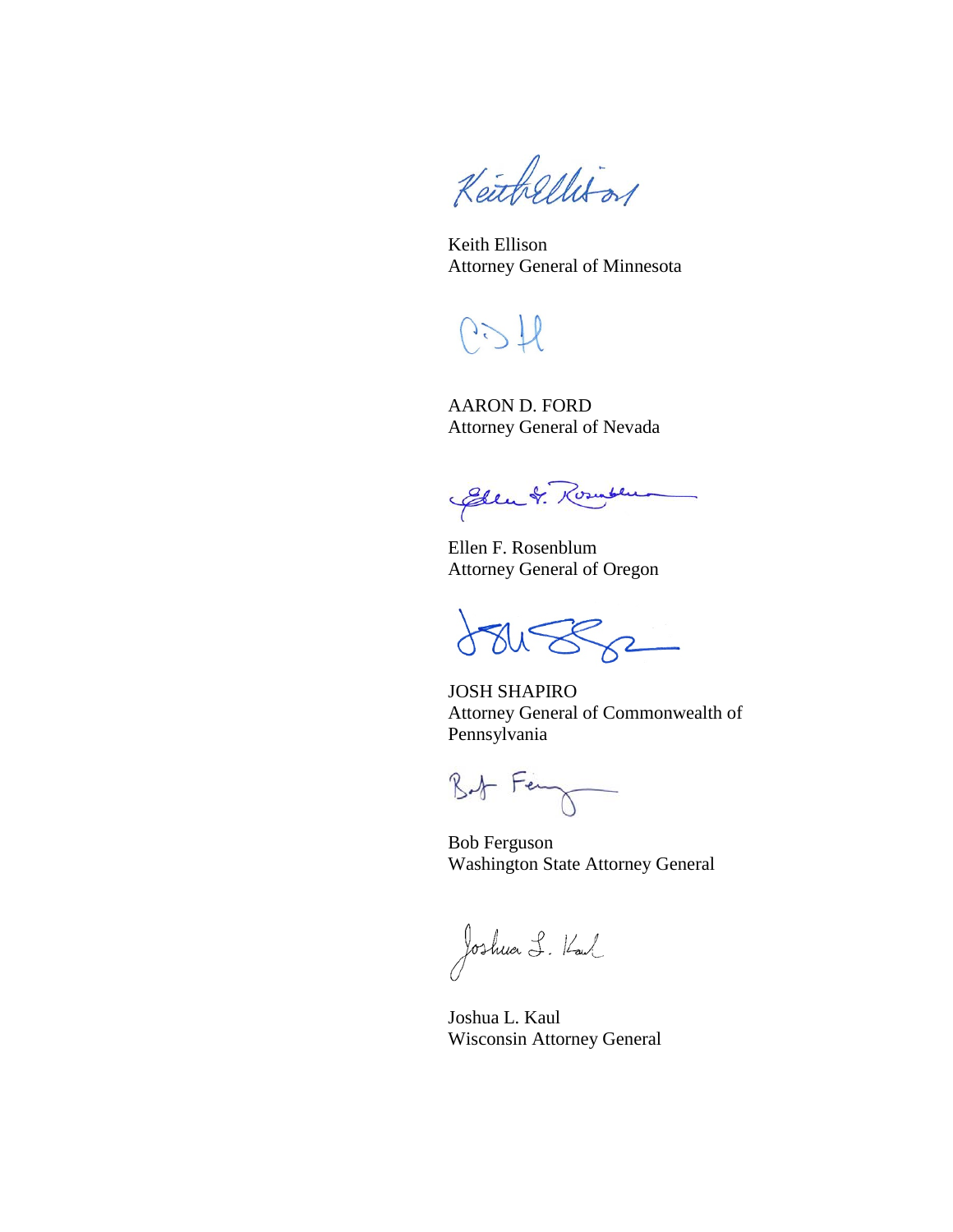Keith Ellison
Attorney General of Minnesota

AARON D. FORD
Attorney General of Nevada

Ellen F. Rosenblum
Attorney General of Oregon

JOSH SHAPIRO
Attorney General of Commonwealth of Pennsylvania

Bob Ferguson
Washington State Attorney General

Joshua L. Kaul
Wisconsin Attorney General